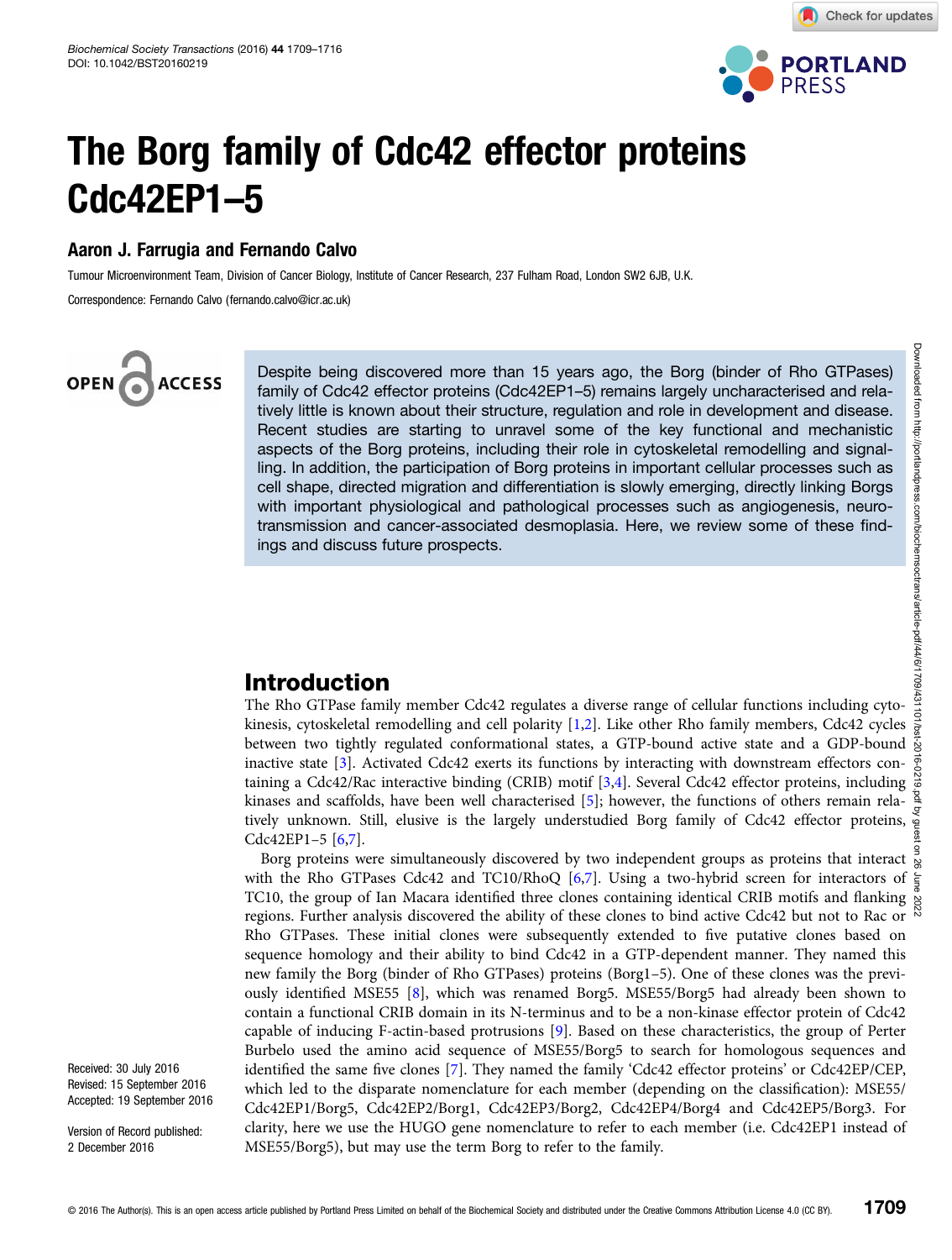# The Borg family of Cdc42 effector proteins Cdc42EP1–5

**Aaron J. Farrugia and Fernando Calvo**

Tumour Microenvironment Team, Division of Cancer Biology, Institute of Cancer Research, 237 Fulham Road, London SW2 6JB, U.K.

Correspondence: Fernando Calvo (fernando.calvo@icr.ac.uk)

Despite being discovered more than 15 years ago, the Borg (binder of Rho GTPases) family of Cdc42 effector proteins (Cdc42EP1–5) remains largely uncharacterised and relatively little is known about their structure, regulation and role in development and disease. Recent studies are starting to unravel some of the key functional and mechanistic aspects of the Borg proteins, including their role in cytoskeletal remodelling and signalling. In addition, the participation of Borg proteins in important cellular processes such as cell shape, directed migration and differentiation is slowly emerging, directly linking Borgs with important physiological and pathological processes such as angiogenesis, neurotransmission and cancer-associated desmoplasia. Here, we review some of these findings and discuss future prospects.

Received: 30 July 2016
Revised: 15 September 2016
Accepted: 19 September 2016

Version of Record published: 2 December 2016

## Introduction

The Rho GTPase family member Cdc42 regulates a diverse range of cellular functions including cytokinesis, cytoskeletal remodelling and cell polarity [1,2]. Like other Rho family members, Cdc42 cycles between two tightly regulated conformational states, a GTP-bound active state and a GDP-bound inactive state [3]. Activated Cdc42 exerts its functions by interacting with downstream effectors containing a Cdc42/Rac interactive binding (CRIB) motif [3,4]. Several Cdc42 effector proteins, including kinases and scaffolds, have been well characterised [5]; however, the functions of others remain relatively unknown. Still, elusive is the largely understudied Borg family of Cdc42 effector proteins, Cdc42EP1–5 [6,7].

Borg proteins were simultaneously discovered by two independent groups as proteins that interact with the Rho GTPases Cdc42 and TC10/RhoQ [6,7]. Using a two-hybrid screen for interactors of TC10, the group of Ian Macara identified three clones containing identical CRIB motifs and flanking regions. Further analysis discovered the ability of these clones to bind active Cdc42 but not to Rac or Rho GTPases. These initial clones were subsequently extended to five putative clones based on sequence homology and their ability to bind Cdc42 in a GTP-dependent manner. They named this new family the Borg (binder of Rho GTPases) proteins (Borg1–5). One of these clones was the previously identified MSE55 [8], which was renamed Borg5. MSE55/Borg5 had already been shown to contain a functional CRIB domain in its N-terminus and to be a non-kinase effector protein of Cdc42 capable of inducing F-actin-based protrusions [9]. Based on these characteristics, the group of Perter Burbelo used the amino acid sequence of MSE55/Borg5 to search for homologous sequences and identified the same five clones [7]. They named the family 'Cdc42 effector proteins' or Cdc42EP/CEP, which led to the disparate nomenclature for each member (depending on the classification): MSE55/Cdc42EP1/Borg5, Cdc42EP2/Borg1, Cdc42EP3/Borg2, Cdc42EP4/Borg4 and Cdc42EP5/Borg3. For clarity, here we use the HUGO gene nomenclature to refer to each member (i.e. Cdc42EP1 instead of MSE55/Borg5), but may use the term Borg to refer to the family.

© 2016 The Author(s). This is an open access article published by Portland Press Limited on behalf of the Biochemical Society and distributed under the Creative Commons Attribution License 4.0 (CC BY).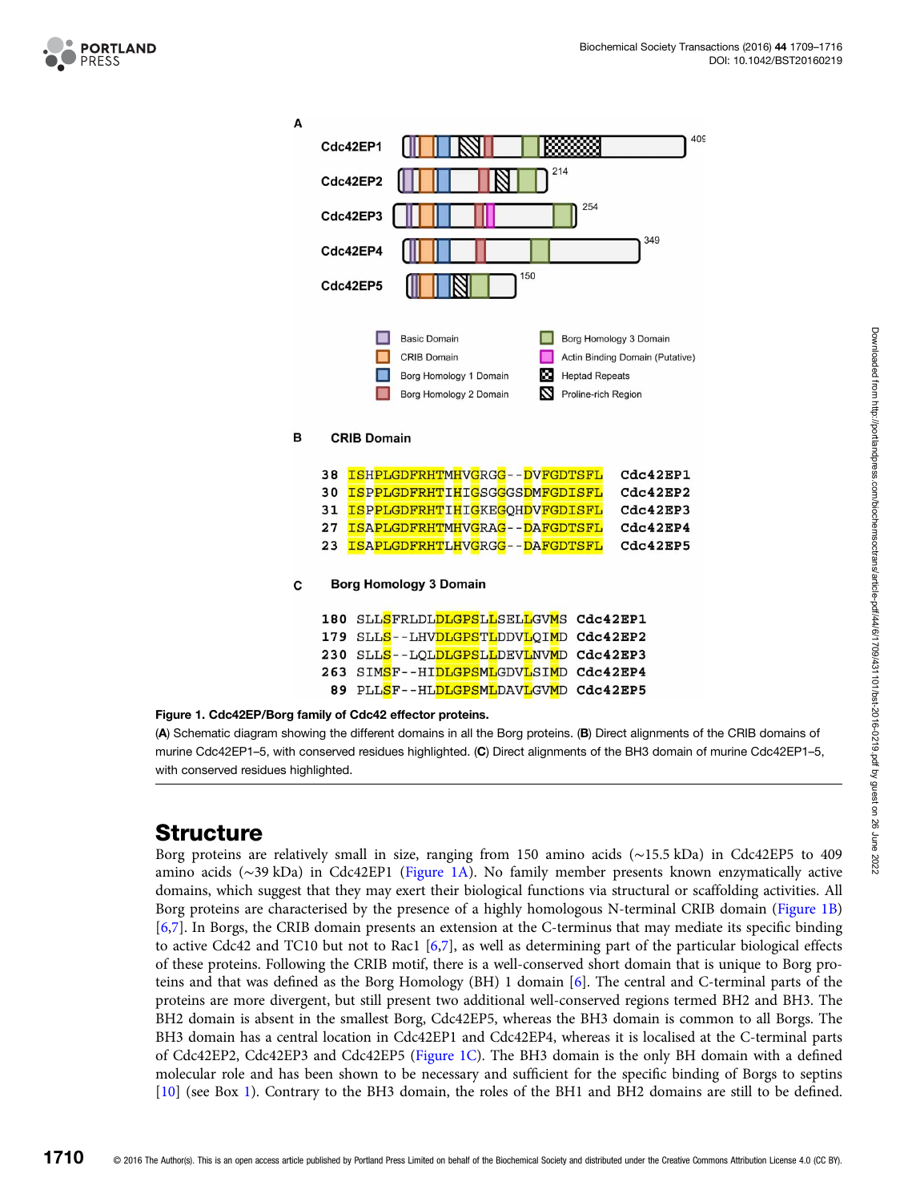**Figure 1. Cdc42EP/Borg family of Cdc42 effector proteins.**

(**A**) Schematic diagram showing the different domains in all the Borg proteins. (**B**) Direct alignments of the CRIB domains of murine Cdc42EP1–5, with conserved residues highlighted. (**C**) Direct alignments of the BH3 domain of murine Cdc42EP1–5, with conserved residues highlighted.

# Structure

Borg proteins are relatively small in size, ranging from 150 amino acids (~15.5 kDa) in Cdc42EP5 to 409 amino acids (~39 kDa) in Cdc42EP1 (Figure 1A). No family member presents known enzymatically active domains, which suggest that they may exert their biological functions via structural or scaffolding activities. All Borg proteins are characterised by the presence of a highly homologous N-terminal CRIB domain (Figure 1B) [6,7]. In Borgs, the CRIB domain presents an extension at the C-terminus that may mediate its specific binding to active Cdc42 and TC10 but not to Rac1 [6,7], as well as determining part of the particular biological effects of these proteins. Following the CRIB motif, there is a well-conserved short domain that is unique to Borg proteins and that was defined as the Borg Homology (BH) 1 domain [6]. The central and C-terminal parts of the proteins are more divergent, but still present two additional well-conserved regions termed BH2 and BH3. The BH2 domain is absent in the smallest Borg, Cdc42EP5, whereas the BH3 domain is common to all Borgs. The BH3 domain has a central location in Cdc42EP1 and Cdc42EP4, whereas it is localised at the C-terminal parts of Cdc42EP2, Cdc42EP3 and Cdc42EP5 (Figure 1C). The BH3 domain is the only BH domain with a defined molecular role and has been shown to be necessary and sufficient for the specific binding of Borgs to septins [10] (see Box 1). Contrary to the BH3 domain, the roles of the BH1 and BH2 domains are still to be defined.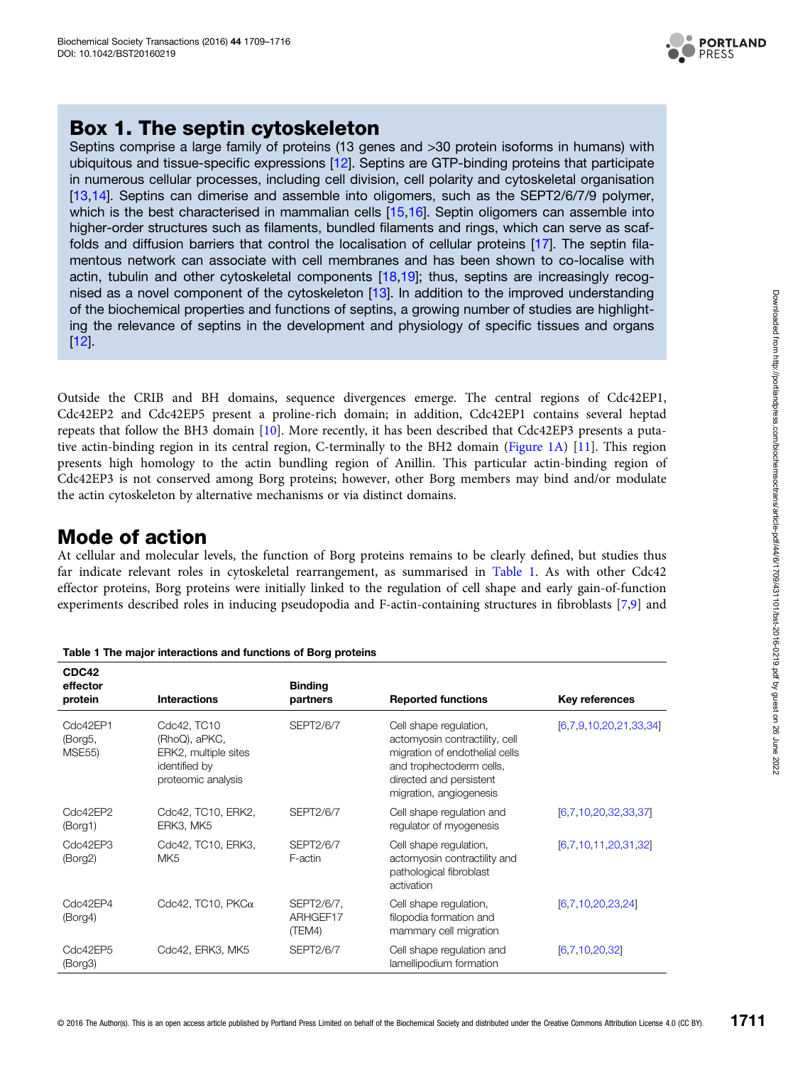## Box 1. The septin cytoskeleton

Septins comprise a large family of proteins (13 genes and >30 protein isoforms in humans) with ubiquitous and tissue-specific expressions [12]. Septins are GTP-binding proteins that participate in numerous cellular processes, including cell division, cell polarity and cytoskeletal organisation [13,14]. Septins can dimerise and assemble into oligomers, such as the SEPT2/6/7/9 polymer, which is the best characterised in mammalian cells [15,16]. Septin oligomers can assemble into higher-order structures such as filaments, bundled filaments and rings, which can serve as scaffolds and diffusion barriers that control the localisation of cellular proteins [17]. The septin filamentous network can associate with cell membranes and has been shown to co-localise with actin, tubulin and other cytoskeletal components [18,19]; thus, septins are increasingly recognised as a novel component of the cytoskeleton [13]. In addition to the improved understanding of the biochemical properties and functions of septins, a growing number of studies are highlighting the relevance of septins in the development and physiology of specific tissues and organs [12].

Outside the CRIB and BH domains, sequence divergences emerge. The central regions of Cdc42EP1, Cdc42EP2 and Cdc42EP5 present a proline-rich domain; in addition, Cdc42EP1 contains several heptad repeats that follow the BH3 domain [10]. More recently, it has been described that Cdc42EP3 presents a putative actin-binding region in its central region, C-terminally to the BH2 domain (Figure 1A) [11]. This region presents high homology to the actin bundling region of Anillin. This particular actin-binding region of Cdc42EP3 is not conserved among Borg proteins; however, other Borg members may bind and/or modulate the actin cytoskeleton by alternative mechanisms or via distinct domains.

## Mode of action

At cellular and molecular levels, the function of Borg proteins remains to be clearly defined, but studies thus far indicate relevant roles in cytoskeletal rearrangement, as summarised in Table 1. As with other Cdc42 effector proteins, Borg proteins were initially linked to the regulation of cell shape and early gain-of-function experiments described roles in inducing pseudopodia and F-actin-containing structures in fibroblasts [7,9] and

**Table 1 The major interactions and functions of Borg proteins**

| CDC42 effector protein | Interactions | Binding partners | Reported functions | Key references |
|---|---|---|---|---|
| Cdc42EP1 (Borg5, MSE55) | Cdc42, TC10 (RhoQ), aPKC, ERK2, multiple sites identified by proteomic analysis | SEPT2/6/7 | Cell shape regulation, actomyosin contractility, cell migration of endothelial cells and trophectoderm cells, directed and persistent migration, angiogenesis | [6,7,9,10,20,21,33,34] |
| Cdc42EP2 (Borg1) | Cdc42, TC10, ERK2, ERK3, MK5 | SEPT2/6/7 | Cell shape regulation and regulator of myogenesis | [6,7,10,20,32,33,37] |
| Cdc42EP3 (Borg2) | Cdc42, TC10, ERK3, MK5 | SEPT2/6/7 F-actin | Cell shape regulation, actomyosin contractility and pathological fibroblast activation | [6,7,10,11,20,31,32] |
| Cdc42EP4 (Borg4) | Cdc42, TC10, PKCα | SEPT2/6/7, ARHGEF17 (TEM4) | Cell shape regulation, filopodia formation and mammary cell migration | [6,7,10,20,23,24] |
| Cdc42EP5 (Borg3) | Cdc42, ERK3, MK5 | SEPT2/6/7 | Cell shape regulation and lamellipodium formation | [6,7,10,20,32] |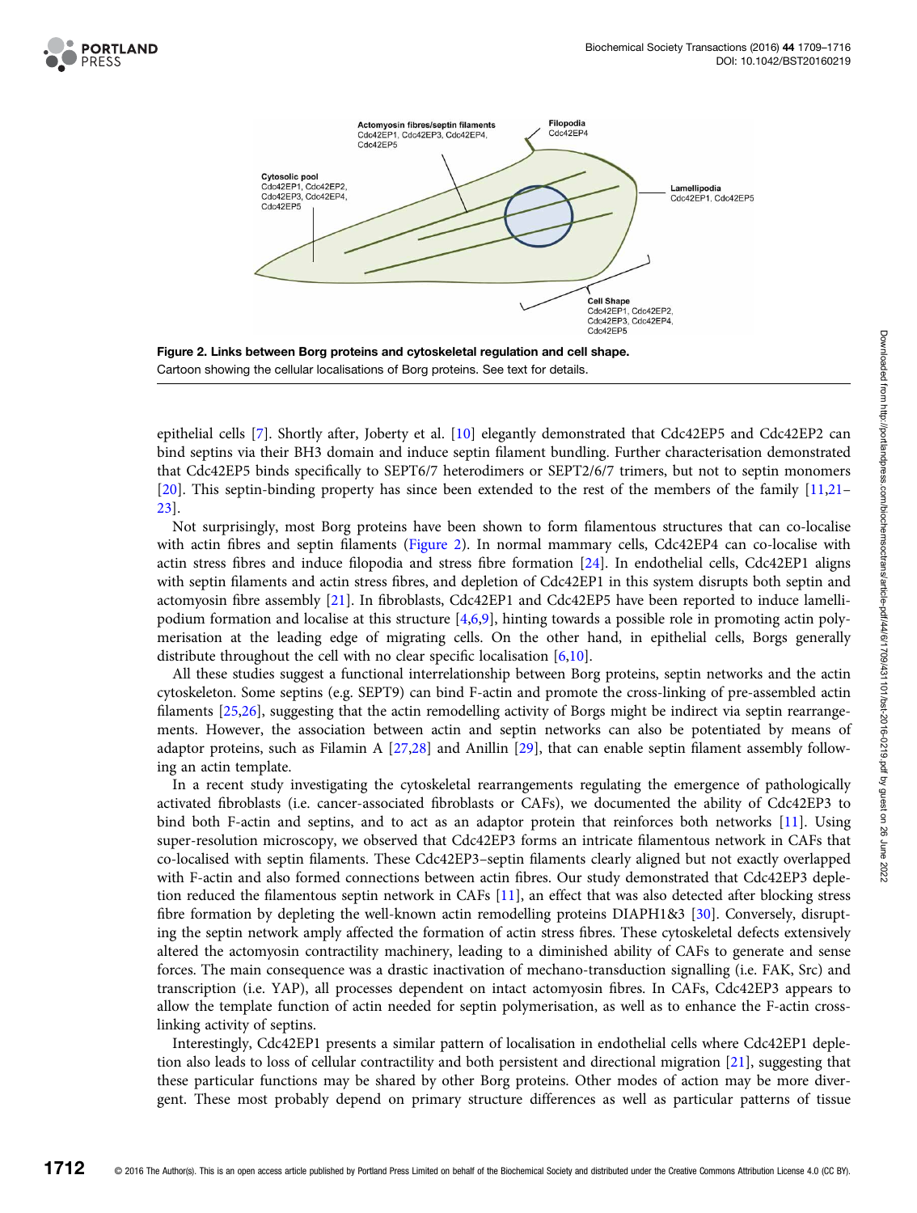Figure 2. Links between Borg proteins and cytoskeletal regulation and cell shape.
Cartoon showing the cellular localisations of Borg proteins. See text for details.

epithelial cells [7]. Shortly after, Joberty et al. [10] elegantly demonstrated that Cdc42EP5 and Cdc42EP2 can bind septins via their BH3 domain and induce septin filament bundling. Further characterisation demonstrated that Cdc42EP5 binds specifically to SEPT6/7 heterodimers or SEPT2/6/7 trimers, but not to septin monomers [20]. This septin-binding property has since been extended to the rest of the members of the family [11,21–23].

Not surprisingly, most Borg proteins have been shown to form filamentous structures that can co-localise with actin fibres and septin filaments (Figure 2). In normal mammary cells, Cdc42EP4 can co-localise with actin stress fibres and induce filopodia and stress fibre formation [24]. In endothelial cells, Cdc42EP1 aligns with septin filaments and actin stress fibres, and depletion of Cdc42EP1 in this system disrupts both septin and actomyosin fibre assembly [21]. In fibroblasts, Cdc42EP1 and Cdc42EP5 have been reported to induce lamellipodium formation and localise at this structure [4,6,9], hinting towards a possible role in promoting actin polymerisation at the leading edge of migrating cells. On the other hand, in epithelial cells, Borgs generally distribute throughout the cell with no clear specific localisation [6,10].

All these studies suggest a functional interrelationship between Borg proteins, septin networks and the actin cytoskeleton. Some septins (e.g. SEPT9) can bind F-actin and promote the cross-linking of pre-assembled actin filaments [25,26], suggesting that the actin remodelling activity of Borgs might be indirect via septin rearrangements. However, the association between actin and septin networks can also be potentiated by means of adaptor proteins, such as Filamin A [27,28] and Anillin [29], that can enable septin filament assembly following an actin template.

In a recent study investigating the cytoskeletal rearrangements regulating the emergence of pathologically activated fibroblasts (i.e. cancer-associated fibroblasts or CAFs), we documented the ability of Cdc42EP3 to bind both F-actin and septins, and to act as an adaptor protein that reinforces both networks [11]. Using super-resolution microscopy, we observed that Cdc42EP3 forms an intricate filamentous network in CAFs that co-localised with septin filaments. These Cdc42EP3–septin filaments clearly aligned but not exactly overlapped with F-actin and also formed connections between actin fibres. Our study demonstrated that Cdc42EP3 depletion reduced the filamentous septin network in CAFs [11], an effect that was also detected after blocking stress fibre formation by depleting the well-known actin remodelling proteins DIAPH1&3 [30]. Conversely, disrupting the septin network amply affected the formation of actin stress fibres. These cytoskeletal defects extensively altered the actomyosin contractility machinery, leading to a diminished ability of CAFs to generate and sense forces. The main consequence was a drastic inactivation of mechano-transduction signalling (i.e. FAK, Src) and transcription (i.e. YAP), all processes dependent on intact actomyosin fibres. In CAFs, Cdc42EP3 appears to allow the template function of actin needed for septin polymerisation, as well as to enhance the F-actin cross-linking activity of septins.

Interestingly, Cdc42EP1 presents a similar pattern of localisation in endothelial cells where Cdc42EP1 depletion also leads to loss of cellular contractility and both persistent and directional migration [21], suggesting that these particular functions may be shared by other Borg proteins. Other modes of action may be more divergent. These most probably depend on primary structure differences as well as particular patterns of tissue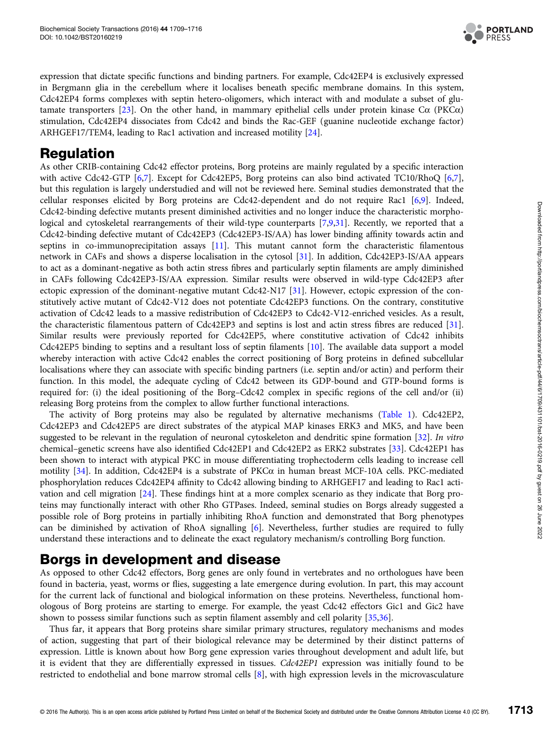expression that dictate specific functions and binding partners. For example, Cdc42EP4 is exclusively expressed in Bergmann glia in the cerebellum where it localises beneath specific membrane domains. In this system, Cdc42EP4 forms complexes with septin hetero-oligomers, which interact with and modulate a subset of glutamate transporters [23]. On the other hand, in mammary epithelial cells under protein kinase Cα (PKCα) stimulation, Cdc42EP4 dissociates from Cdc42 and binds the Rac-GEF (guanine nucleotide exchange factor) ARHGEF17/TEM4, leading to Rac1 activation and increased motility [24].

## Regulation

As other CRIB-containing Cdc42 effector proteins, Borg proteins are mainly regulated by a specific interaction with active Cdc42-GTP [6,7]. Except for Cdc42EP5, Borg proteins can also bind activated TC10/RhoQ [6,7], but this regulation is largely understudied and will not be reviewed here. Seminal studies demonstrated that the cellular responses elicited by Borg proteins are Cdc42-dependent and do not require Rac1 [6,9]. Indeed, Cdc42-binding defective mutants present diminished activities and no longer induce the characteristic morphological and cytoskeletal rearrangements of their wild-type counterparts [7,9,31]. Recently, we reported that a Cdc42-binding defective mutant of Cdc42EP3 (Cdc42EP3-IS/AA) has lower binding affinity towards actin and septins in co-immunoprecipitation assays [11]. This mutant cannot form the characteristic filamentous network in CAFs and shows a disperse localisation in the cytosol [31]. In addition, Cdc42EP3-IS/AA appears to act as a dominant-negative as both actin stress fibres and particularly septin filaments are amply diminished in CAFs following Cdc42EP3-IS/AA expression. Similar results were observed in wild-type Cdc42EP3 after ectopic expression of the dominant-negative mutant Cdc42-N17 [31]. However, ectopic expression of the constitutively active mutant of Cdc42-V12 does not potentiate Cdc42EP3 functions. On the contrary, constitutive activation of Cdc42 leads to a massive redistribution of Cdc42EP3 to Cdc42-V12-enriched vesicles. As a result, the characteristic filamentous pattern of Cdc42EP3 and septins is lost and actin stress fibres are reduced [31]. Similar results were previously reported for Cdc42EP5, where constitutive activation of Cdc42 inhibits Cdc42EP5 binding to septins and a resultant loss of septin filaments [10]. The available data support a model whereby interaction with active Cdc42 enables the correct positioning of Borg proteins in defined subcellular localisations where they can associate with specific binding partners (i.e. septin and/or actin) and perform their function. In this model, the adequate cycling of Cdc42 between its GDP-bound and GTP-bound forms is required for: (i) the ideal positioning of the Borg–Cdc42 complex in specific regions of the cell and/or (ii) releasing Borg proteins from the complex to allow further functional interactions.

The activity of Borg proteins may also be regulated by alternative mechanisms (Table 1). Cdc42EP2, Cdc42EP3 and Cdc42EP5 are direct substrates of the atypical MAP kinases ERK3 and MK5, and have been suggested to be relevant in the regulation of neuronal cytoskeleton and dendritic spine formation [32]. *In vitro* chemical–genetic screens have also identified Cdc42EP1 and Cdc42EP2 as ERK2 substrates [33]. Cdc42EP1 has been shown to interact with atypical PKC in mouse differentiating trophectoderm cells leading to increase cell motility [34]. In addition, Cdc42EP4 is a substrate of PKCα in human breast MCF-10A cells. PKC-mediated phosphorylation reduces Cdc42EP4 affinity to Cdc42 allowing binding to ARHGEF17 and leading to Rac1 activation and cell migration [24]. These findings hint at a more complex scenario as they indicate that Borg proteins may functionally interact with other Rho GTPases. Indeed, seminal studies on Borgs already suggested a possible role of Borg proteins in partially inhibiting RhoA function and demonstrated that Borg phenotypes can be diminished by activation of RhoA signalling [6]. Nevertheless, further studies are required to fully understand these interactions and to delineate the exact regulatory mechanism/s controlling Borg function.

## Borgs in development and disease

As opposed to other Cdc42 effectors, Borg genes are only found in vertebrates and no orthologues have been found in bacteria, yeast, worms or flies, suggesting a late emergence during evolution. In part, this may account for the current lack of functional and biological information on these proteins. Nevertheless, functional homologous of Borg proteins are starting to emerge. For example, the yeast Cdc42 effectors Gic1 and Gic2 have shown to possess similar functions such as septin filament assembly and cell polarity [35,36].

Thus far, it appears that Borg proteins share similar primary structures, regulatory mechanisms and modes of action, suggesting that part of their biological relevance may be determined by their distinct patterns of expression. Little is known about how Borg gene expression varies throughout development and adult life, but it is evident that they are differentially expressed in tissues. *Cdc42EP1* expression was initially found to be restricted to endothelial and bone marrow stromal cells [8], with high expression levels in the microvasculature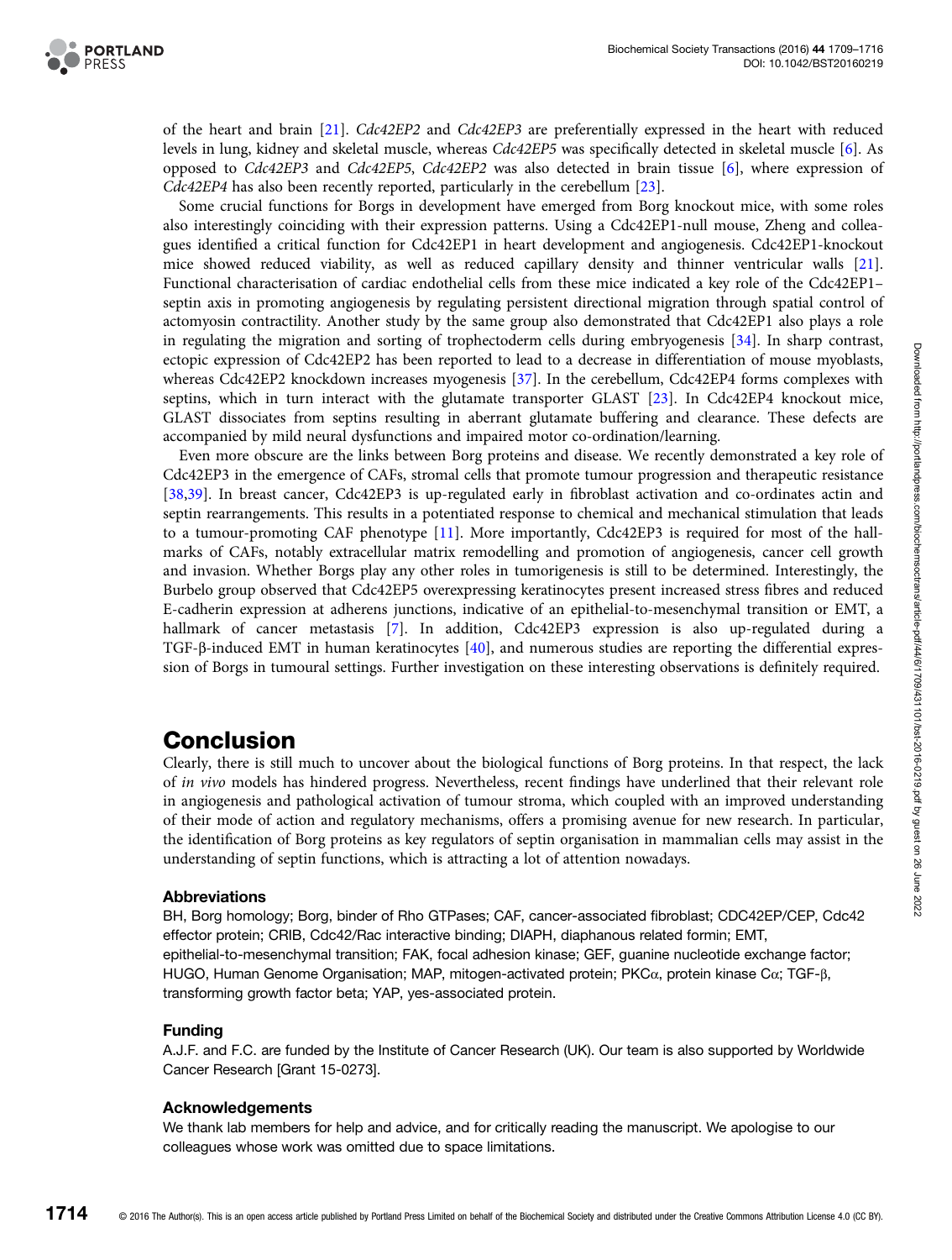of the heart and brain [21]. *Cdc42EP2* and *Cdc42EP3* are preferentially expressed in the heart with reduced levels in lung, kidney and skeletal muscle, whereas *Cdc42EP5* was specifically detected in skeletal muscle [6]. As opposed to *Cdc42EP3* and *Cdc42EP5*, *Cdc42EP2* was also detected in brain tissue [6], where expression of *Cdc42EP4* has also been recently reported, particularly in the cerebellum [23].

Some crucial functions for Borgs in development have emerged from Borg knockout mice, with some roles also interestingly coinciding with their expression patterns. Using a Cdc42EP1-null mouse, Zheng and colleagues identified a critical function for Cdc42EP1 in heart development and angiogenesis. Cdc42EP1-knockout mice showed reduced viability, as well as reduced capillary density and thinner ventricular walls [21]. Functional characterisation of cardiac endothelial cells from these mice indicated a key role of the Cdc42EP1–septin axis in promoting angiogenesis by regulating persistent directional migration through spatial control of actomyosin contractility. Another study by the same group also demonstrated that Cdc42EP1 also plays a role in regulating the migration and sorting of trophectoderm cells during embryogenesis [34]. In sharp contrast, ectopic expression of Cdc42EP2 has been reported to lead to a decrease in differentiation of mouse myoblasts, whereas Cdc42EP2 knockdown increases myogenesis [37]. In the cerebellum, Cdc42EP4 forms complexes with septins, which in turn interact with the glutamate transporter GLAST [23]. In Cdc42EP4 knockout mice, GLAST dissociates from septins resulting in aberrant glutamate buffering and clearance. These defects are accompanied by mild neural dysfunctions and impaired motor co-ordination/learning.

Even more obscure are the links between Borg proteins and disease. We recently demonstrated a key role of Cdc42EP3 in the emergence of CAFs, stromal cells that promote tumour progression and therapeutic resistance [38,39]. In breast cancer, Cdc42EP3 is up-regulated early in fibroblast activation and co-ordinates actin and septin rearrangements. This results in a potentiated response to chemical and mechanical stimulation that leads to a tumour-promoting CAF phenotype [11]. More importantly, Cdc42EP3 is required for most of the hallmarks of CAFs, notably extracellular matrix remodelling and promotion of angiogenesis, cancer cell growth and invasion. Whether Borgs play any other roles in tumorigenesis is still to be determined. Interestingly, the Burbelo group observed that Cdc42EP5 overexpressing keratinocytes present increased stress fibres and reduced E-cadherin expression at adherens junctions, indicative of an epithelial-to-mesenchymal transition or EMT, a hallmark of cancer metastasis [7]. In addition, Cdc42EP3 expression is also up-regulated during a TGF-β-induced EMT in human keratinocytes [40], and numerous studies are reporting the differential expression of Borgs in tumoural settings. Further investigation on these interesting observations is definitely required.

# Conclusion

Clearly, there is still much to uncover about the biological functions of Borg proteins. In that respect, the lack of *in vivo* models has hindered progress. Nevertheless, recent findings have underlined that their relevant role in angiogenesis and pathological activation of tumour stroma, which coupled with an improved understanding of their mode of action and regulatory mechanisms, offers a promising avenue for new research. In particular, the identification of Borg proteins as key regulators of septin organisation in mammalian cells may assist in the understanding of septin functions, which is attracting a lot of attention nowadays.

### Abbreviations

BH, Borg homology; Borg, binder of Rho GTPases; CAF, cancer-associated fibroblast; CDC42EP/CEP, Cdc42 effector protein; CRIB, Cdc42/Rac interactive binding; DIAPH, diaphanous related formin; EMT, epithelial-to-mesenchymal transition; FAK, focal adhesion kinase; GEF, guanine nucleotide exchange factor; HUGO, Human Genome Organisation; MAP, mitogen-activated protein; PKCα, protein kinase Cα; TGF-β, transforming growth factor beta; YAP, yes-associated protein.

### Funding

A.J.F. and F.C. are funded by the Institute of Cancer Research (UK). Our team is also supported by Worldwide Cancer Research [Grant 15-0273].

### Acknowledgements

We thank lab members for help and advice, and for critically reading the manuscript. We apologise to our colleagues whose work was omitted due to space limitations.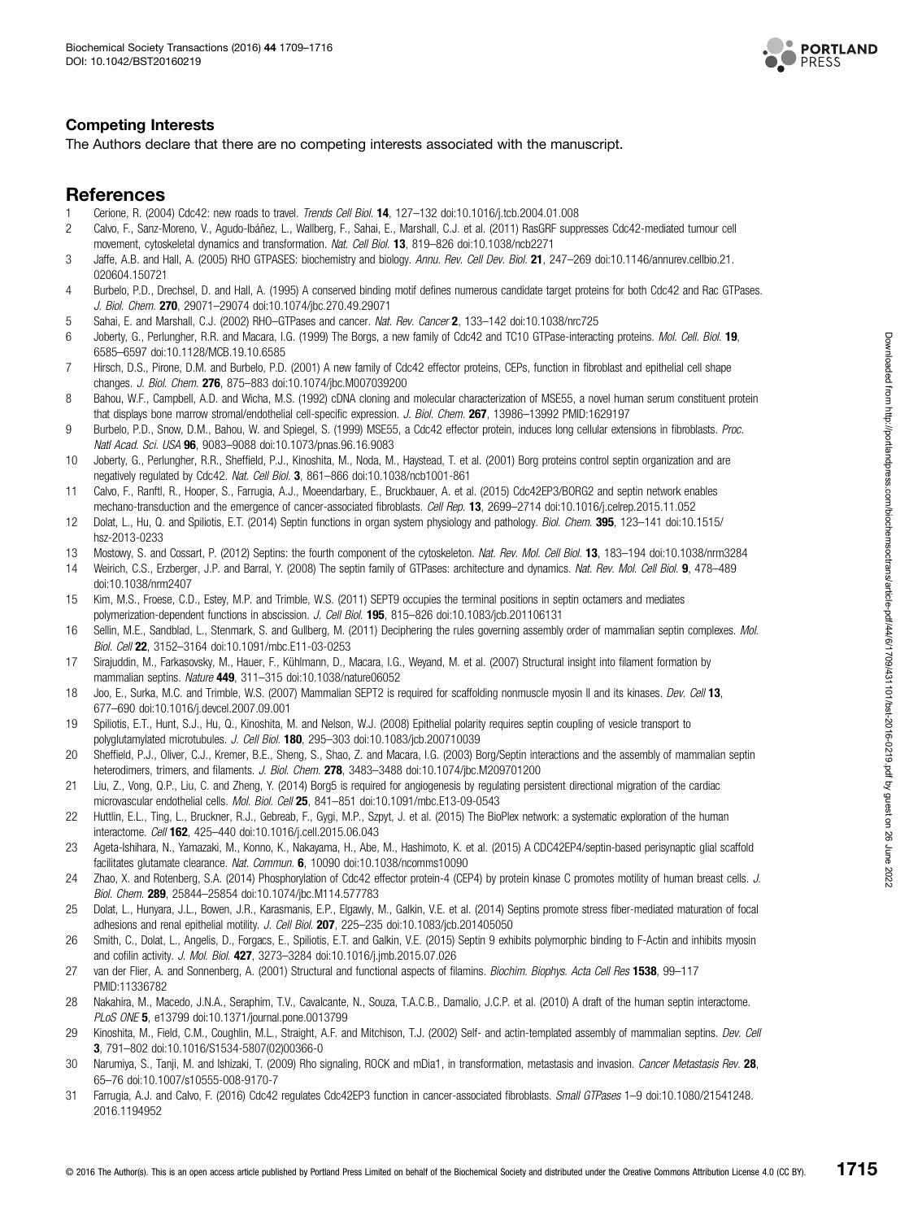### Competing Interests

The Authors declare that there are no competing interests associated with the manuscript.

## References

1. Cerione, R. (2004) Cdc42: new roads to travel. *Trends Cell Biol.* **14**, 127–132 doi:10.1016/j.tcb.2004.01.008
2. Calvo, F., Sanz-Moreno, V., Agudo-Ibáñez, L., Wallberg, F., Sahai, E., Marshall, C.J. et al. (2011) RasGRF suppresses Cdc42-mediated tumour cell movement, cytoskeletal dynamics and transformation. *Nat. Cell Biol.* **13**, 819–826 doi:10.1038/ncb2271
3. Jaffe, A.B. and Hall, A. (2005) RHO GTPASES: biochemistry and biology. *Annu. Rev. Cell Dev. Biol.* **21**, 247–269 doi:10.1146/annurev.cellbio.21.020604.150721
4. Burbelo, P.D., Drechsel, D. and Hall, A. (1995) A conserved binding motif defines numerous candidate target proteins for both Cdc42 and Rac GTPases. *J. Biol. Chem.* **270**, 29071–29074 doi:10.1074/jbc.270.49.29071
5. Sahai, E. and Marshall, C.J. (2002) RHO–GTPases and cancer. *Nat. Rev. Cancer* **2**, 133–142 doi:10.1038/nrc725
6. Joberty, G., Perlungher, R.R. and Macara, I.G. (1999) The Borgs, a new family of Cdc42 and TC10 GTPase-interacting proteins. *Mol. Cell. Biol.* **19**, 6585–6597 doi:10.1128/MCB.19.10.6585
7. Hirsch, D.S., Pirone, D.M. and Burbelo, P.D. (2001) A new family of Cdc42 effector proteins, CEPs, function in fibroblast and epithelial cell shape changes. *J. Biol. Chem.* **276**, 875–883 doi:10.1074/jbc.M007039200
8. Bahou, W.F., Campbell, A.D. and Wicha, M.S. (1992) cDNA cloning and molecular characterization of MSE55, a novel human serum constituent protein that displays bone marrow stromal/endothelial cell-specific expression. *J. Biol. Chem.* **267**, 13986–13992 PMID:1629197
9. Burbelo, P.D., Snow, D.M., Bahou, W. and Spiegel, S. (1999) MSE55, a Cdc42 effector protein, induces long cellular extensions in fibroblasts. *Proc. Natl Acad. Sci. USA* **96**, 9083–9088 doi:10.1073/pnas.96.16.9083
10. Joberty, G., Perlungher, R.R., Sheffield, P.J., Kinoshita, M., Noda, M., Haystead, T. et al. (2001) Borg proteins control septin organization and are negatively regulated by Cdc42. *Nat. Cell Biol.* **3**, 861–866 doi:10.1038/ncb1001-861
11. Calvo, F., Ranftl, R., Hooper, S., Farrugia, A.J., Moeendarbary, E., Bruckbauer, A. et al. (2015) Cdc42EP3/BORG2 and septin network enables mechano-transduction and the emergence of cancer-associated fibroblasts. *Cell Rep.* **13**, 2699–2714 doi:10.1016/j.celrep.2015.11.052
12. Dolat, L., Hu, Q. and Spiliotis, E.T. (2014) Septin functions in organ system physiology and pathology. *Biol. Chem.* **395**, 123–141 doi:10.1515/hsz-2013-0233
13. Mostowy, S. and Cossart, P. (2012) Septins: the fourth component of the cytoskeleton. *Nat. Rev. Mol. Cell Biol.* **13**, 183–194 doi:10.1038/nrm3284
14. Weirich, C.S., Erzberger, J.P. and Barral, Y. (2008) The septin family of GTPases: architecture and dynamics. *Nat. Rev. Mol. Cell Biol.* **9**, 478–489 doi:10.1038/nrm2407
15. Kim, M.S., Froese, C.D., Estey, M.P. and Trimble, W.S. (2011) SEPT9 occupies the terminal positions in septin octamers and mediates polymerization-dependent functions in abscission. *J. Cell Biol.* **195**, 815–826 doi:10.1083/jcb.201106131
16. Sellin, M.E., Sandblad, L., Stenmark, S. and Gullberg, M. (2011) Deciphering the rules governing assembly order of mammalian septin complexes. *Mol. Biol. Cell* **22**, 3152–3164 doi:10.1091/mbc.E11-03-0253
17. Sirajuddin, M., Farkasovsky, M., Hauer, F., Kühlmann, D., Macara, I.G., Weyand, M. et al. (2007) Structural insight into filament formation by mammalian septins. *Nature* **449**, 311–315 doi:10.1038/nature06052
18. Joo, E., Surka, M.C. and Trimble, W.S. (2007) Mammalian SEPT2 is required for scaffolding nonmuscle myosin II and its kinases. *Dev. Cell* **13**, 677–690 doi:10.1016/j.devcel.2007.09.001
19. Spiliotis, E.T., Hunt, S.J., Hu, Q., Kinoshita, M. and Nelson, W.J. (2008) Epithelial polarity requires septin coupling of vesicle transport to polyglutamylated microtubules. *J. Cell Biol.* **180**, 295–303 doi:10.1083/jcb.200710039
20. Sheffield, P.J., Oliver, C.J., Kremer, B.E., Sheng, S., Shao, Z. and Macara, I.G. (2003) Borg/Septin interactions and the assembly of mammalian septin heterodimers, trimers, and filaments. *J. Biol. Chem.* **278**, 3483–3488 doi:10.1074/jbc.M209701200
21. Liu, Z., Vong, Q.P., Liu, C. and Zheng, Y. (2014) Borg5 is required for angiogenesis by regulating persistent directional migration of the cardiac microvascular endothelial cells. *Mol. Biol. Cell* **25**, 841–851 doi:10.1091/mbc.E13-09-0543
22. Huttlin, E.L., Ting, L., Bruckner, R.J., Gebreab, F., Gygi, M.P., Szpyt, J. et al. (2015) The BioPlex network: a systematic exploration of the human interactome. *Cell* **162**, 425–440 doi:10.1016/j.cell.2015.06.043
23. Ageta-Ishihara, N., Yamazaki, M., Konno, K., Nakayama, H., Abe, M., Hashimoto, K. et al. (2015) A CDC42EP4/septin-based perisynaptic glial scaffold facilitates glutamate clearance. *Nat. Commun.* **6**, 10090 doi:10.1038/ncomms10090
24. Zhao, X. and Rotenberg, S.A. (2014) Phosphorylation of Cdc42 effector protein-4 (CEP4) by protein kinase C promotes motility of human breast cells. *J. Biol. Chem.* **289**, 25844–25854 doi:10.1074/jbc.M114.577783
25. Dolat, L., Hunyara, J.L., Bowen, J.R., Karasmanis, E.P., Elgawly, M., Galkin, V.E. et al. (2014) Septins promote stress fiber-mediated maturation of focal adhesions and renal epithelial motility. *J. Cell Biol.* **207**, 225–235 doi:10.1083/jcb.201405050
26. Smith, C., Dolat, L., Angelis, D., Forgacs, E., Spiliotis, E.T. and Galkin, V.E. (2015) Septin 9 exhibits polymorphic binding to F-Actin and inhibits myosin and cofilin activity. *J. Mol. Biol.* **427**, 3273–3284 doi:10.1016/j.jmb.2015.07.026
27. van der Flier, A. and Sonnenberg, A. (2001) Structural and functional aspects of filamins. *Biochim. Biophys. Acta Cell Res* **1538**, 99–117 PMID:11336782
28. Nakahira, M., Macedo, J.N.A., Seraphim, T.V., Cavalcante, N., Souza, T.A.C.B., Damalio, J.C.P. et al. (2010) A draft of the human septin interactome. *PLoS ONE* **5**, e13799 doi:10.1371/journal.pone.0013799
29. Kinoshita, M., Field, C.M., Coughlin, M.L., Straight, A.F. and Mitchison, T.J. (2002) Self- and actin-templated assembly of mammalian septins. *Dev. Cell* **3**, 791–802 doi:10.1016/S1534-5807(02)00366-0
30. Narumiya, S., Tanji, M. and Ishizaki, T. (2009) Rho signaling, ROCK and mDia1, in transformation, metastasis and invasion. *Cancer Metastasis Rev.* **28**, 65–76 doi:10.1007/s10555-008-9170-7
31. Farrugia, A.J. and Calvo, F. (2016) Cdc42 regulates Cdc42EP3 function in cancer-associated fibroblasts. *Small GTPases* 1–9 doi:10.1080/21541248.2016.1194952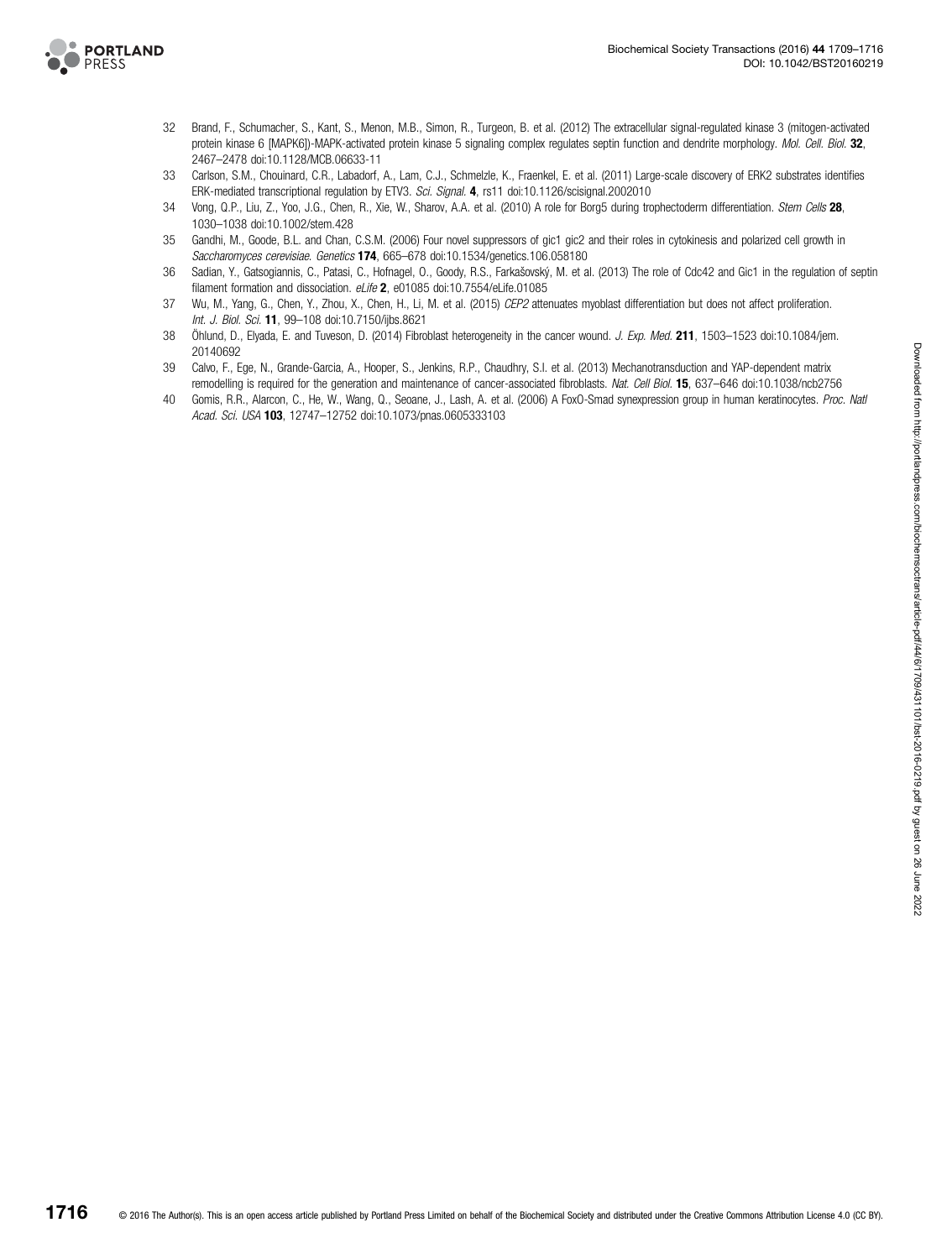32 Brand, F., Schumacher, S., Kant, S., Menon, M.B., Simon, R., Turgeon, B. et al. (2012) The extracellular signal-regulated kinase 3 (mitogen-activated protein kinase 6 [MAPK6])-MAPK-activated protein kinase 5 signaling complex regulates septin function and dendrite morphology. *Mol. Cell. Biol.* **32**, 2467–2478 doi:10.1128/MCB.06633-11

33 Carlson, S.M., Chouinard, C.R., Labadorf, A., Lam, C.J., Schmelzle, K., Fraenkel, E. et al. (2011) Large-scale discovery of ERK2 substrates identifies ERK-mediated transcriptional regulation by ETV3. *Sci. Signal.* **4**, rs11 doi:10.1126/scisignal.2002010

34 Vong, Q.P., Liu, Z., Yoo, J.G., Chen, R., Xie, W., Sharov, A.A. et al. (2010) A role for Borg5 during trophectoderm differentiation. *Stem Cells* **28**, 1030–1038 doi:10.1002/stem.428

35 Gandhi, M., Goode, B.L. and Chan, C.S.M. (2006) Four novel suppressors of gic1 gic2 and their roles in cytokinesis and polarized cell growth in *Saccharomyces cerevisiae*. *Genetics* **174**, 665–678 doi:10.1534/genetics.106.058180

36 Sadian, Y., Gatsogiannis, C., Patasi, C., Hofnagel, O., Goody, R.S., Farkašovský, M. et al. (2013) The role of Cdc42 and Gic1 in the regulation of septin filament formation and dissociation. *eLife* **2**, e01085 doi:10.7554/eLife.01085

37 Wu, M., Yang, G., Chen, Y., Zhou, X., Chen, H., Li, M. et al. (2015) *CEP2* attenuates myoblast differentiation but does not affect proliferation. *Int. J. Biol. Sci.* **11**, 99–108 doi:10.7150/ijbs.8621

38 Öhlund, D., Elyada, E. and Tuveson, D. (2014) Fibroblast heterogeneity in the cancer wound. *J. Exp. Med.* **211**, 1503–1523 doi:10.1084/jem.20140692

39 Calvo, F., Ege, N., Grande-Garcia, A., Hooper, S., Jenkins, R.P., Chaudhry, S.I. et al. (2013) Mechanotransduction and YAP-dependent matrix remodelling is required for the generation and maintenance of cancer-associated fibroblasts. *Nat. Cell Biol.* **15**, 637–646 doi:10.1038/ncb2756

40 Gomis, R.R., Alarcon, C., He, W., Wang, Q., Seoane, J., Lash, A. et al. (2006) A FoxO-Smad synexpression group in human keratinocytes. *Proc. Natl Acad. Sci. USA* **103**, 12747–12752 doi:10.1073/pnas.0605333103